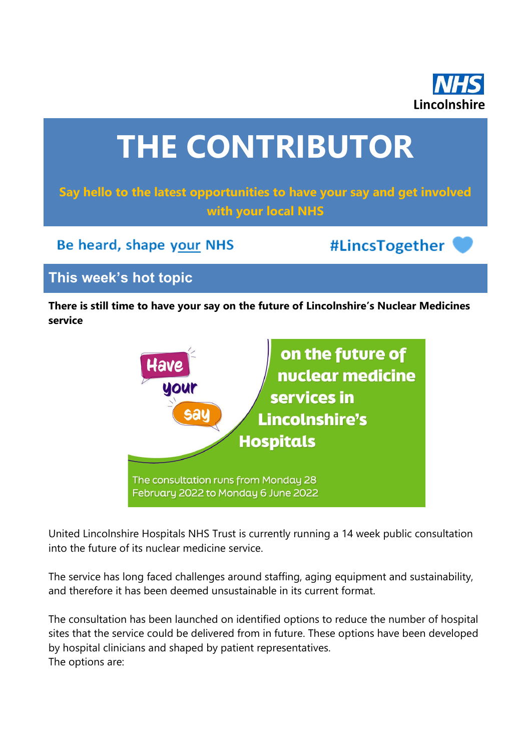NHS Lincolnshire

# THE CONTRIBUTOR

**Say hello to the latest opportunities to have your say and get involved with your local NHS**

Be heard, shape your NHS

#LincsTogether

## This week's hot topic

**There is still time to have your say on the future of Lincolnshire's Nuclear Medicines service**

Have your say on the future of nuclear medicine services in Lincolnshire's Hospitals

The consultation runs from Monday 28 February 2022 to Monday 6 June 2022

United Lincolnshire Hospitals NHS Trust is currently running a 14 week public consultation into the future of its nuclear medicine service.

The service has long faced challenges around staffing, aging equipment and sustainability, and therefore it has been deemed unsustainable in its current format.

The consultation has been launched on identified options to reduce the number of hospital sites that the service could be delivered from in future. These options have been developed by hospital clinicians and shaped by patient representatives.
The options are: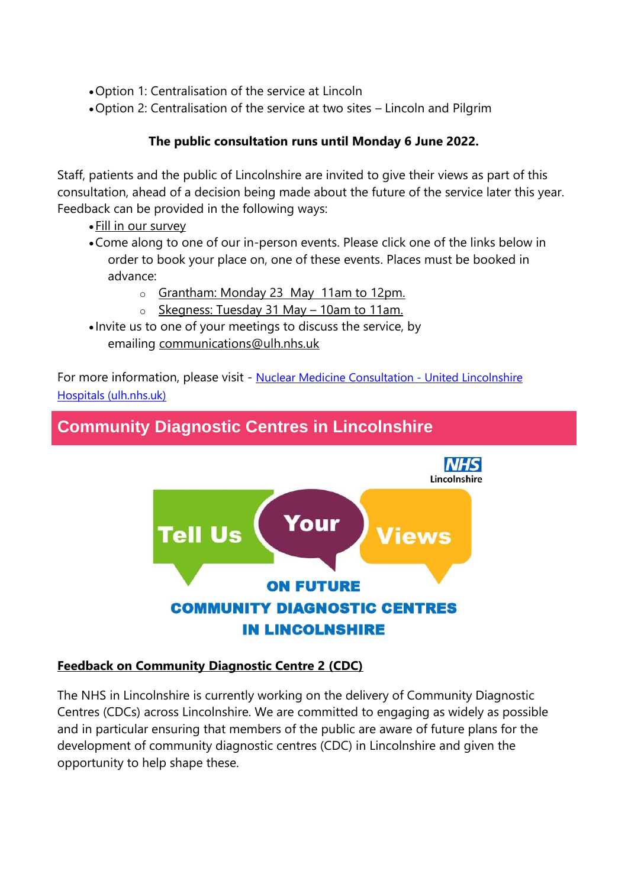- Option 1: Centralisation of the service at Lincoln
- Option 2: Centralisation of the service at two sites – Lincoln and Pilgrim

**The public consultation runs until Monday 6 June 2022.**

Staff, patients and the public of Lincolnshire are invited to give their views as part of this consultation, ahead of a decision being made about the future of the service later this year. Feedback can be provided in the following ways:

- Fill in our survey
- Come along to one of our in-person events. Please click one of the links below in order to book your place on, one of these events. Places must be booked in advance:
  - Grantham: Monday 23 May 11am to 12pm.
  - Skegness: Tuesday 31 May – 10am to 11am.
- Invite us to one of your meetings to discuss the service, by emailing communications@ulh.nhs.uk

For more information, please visit - Nuclear Medicine Consultation - United Lincolnshire Hospitals (ulh.nhs.uk)

## Community Diagnostic Centres in Lincolnshire

NHS Lincolnshire

Tell Us Your Views ON FUTURE COMMUNITY DIAGNOSTIC CENTRES IN LINCOLNSHIRE

**Feedback on Community Diagnostic Centre 2 (CDC)**

The NHS in Lincolnshire is currently working on the delivery of Community Diagnostic Centres (CDCs) across Lincolnshire. We are committed to engaging as widely as possible and in particular ensuring that members of the public are aware of future plans for the development of community diagnostic centres (CDC) in Lincolnshire and given the opportunity to help shape these.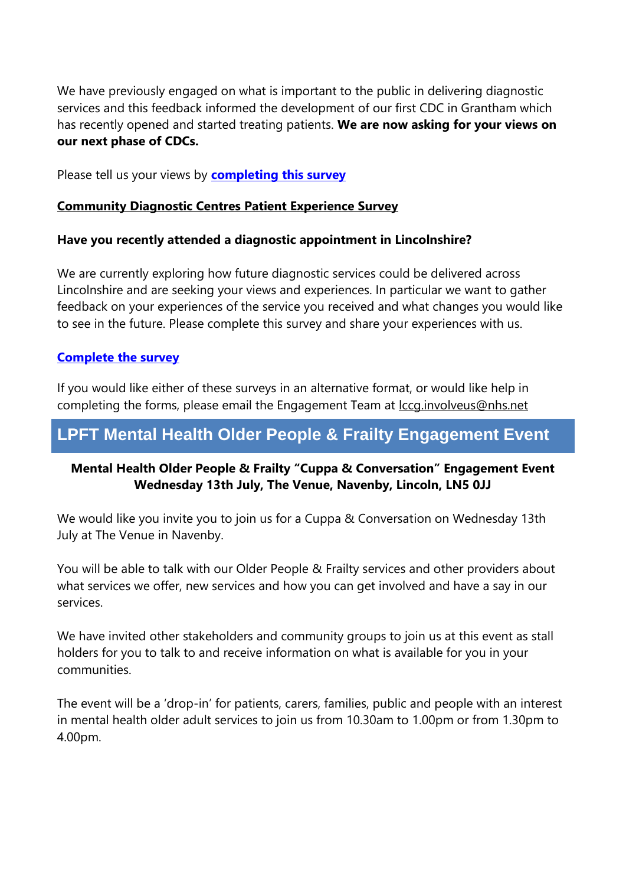We have previously engaged on what is important to the public in delivering diagnostic services and this feedback informed the development of our first CDC in Grantham which has recently opened and started treating patients. **We are now asking for your views on our next phase of CDCs.**

Please tell us your views by **completing this survey**

**Community Diagnostic Centres Patient Experience Survey**

**Have you recently attended a diagnostic appointment in Lincolnshire?**

We are currently exploring how future diagnostic services could be delivered across Lincolnshire and are seeking your views and experiences. In particular we want to gather feedback on your experiences of the service you received and what changes you would like to see in the future. Please complete this survey and share your experiences with us.

**Complete the survey**

If you would like either of these surveys in an alternative format, or would like help in completing the forms, please email the Engagement Team at lccg.involveus@nhs.net

## LPFT Mental Health Older People & Frailty Engagement Event

**Mental Health Older People & Frailty "Cuppa & Conversation" Engagement Event**
**Wednesday 13th July, The Venue, Navenby, Lincoln, LN5 0JJ**

We would like you invite you to join us for a Cuppa & Conversation on Wednesday 13th July at The Venue in Navenby.

You will be able to talk with our Older People & Frailty services and other providers about what services we offer, new services and how you can get involved and have a say in our services.

We have invited other stakeholders and community groups to join us at this event as stall holders for you to talk to and receive information on what is available for you in your communities.

The event will be a 'drop-in' for patients, carers, families, public and people with an interest in mental health older adult services to join us from 10.30am to 1.00pm or from 1.30pm to 4.00pm.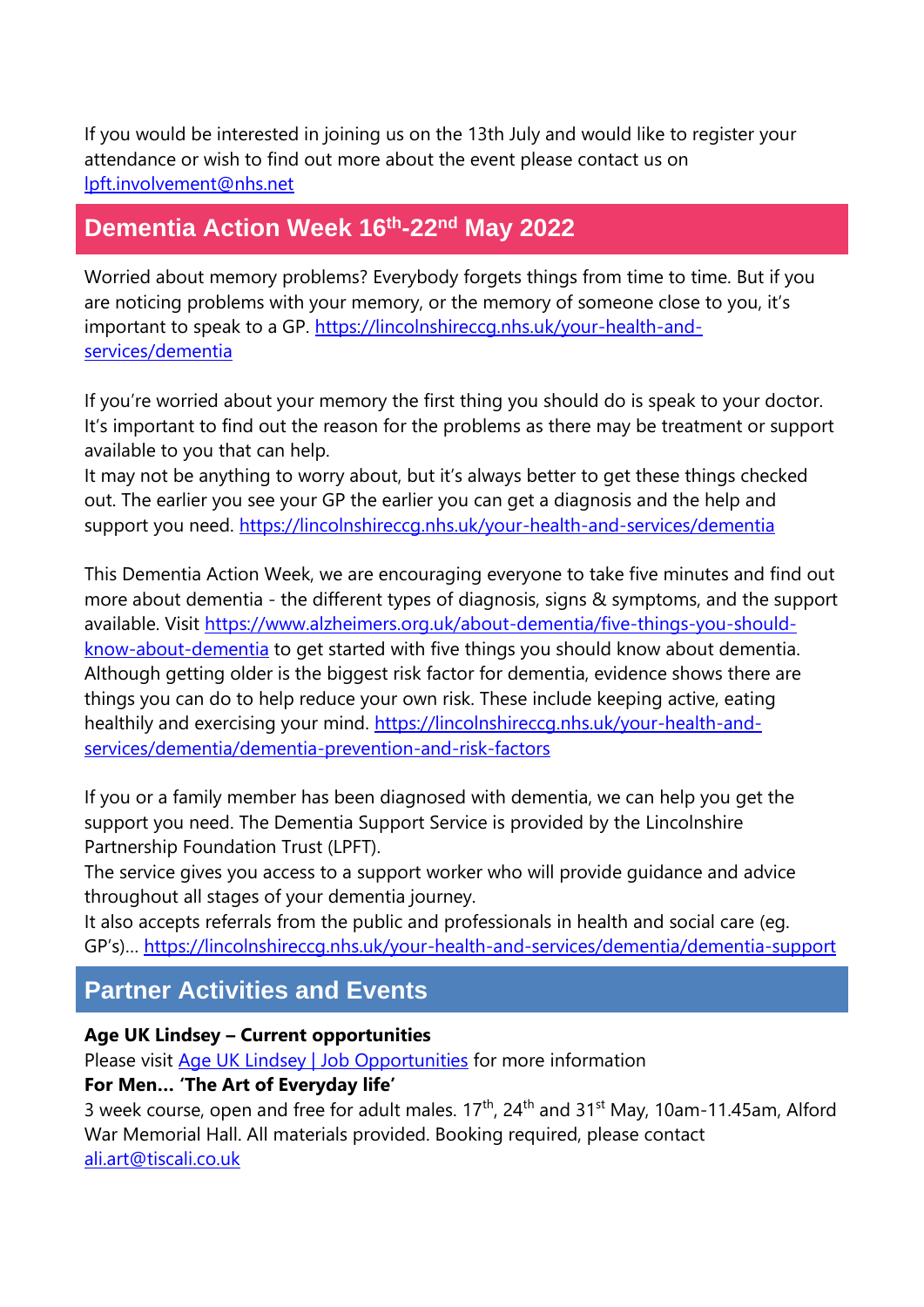If you would be interested in joining us on the 13th July and would like to register your attendance or wish to find out more about the event please contact us on [lpft.involvement@nhs.net](mailto:lpft.involvement@nhs.net)

## Dementia Action Week 16th-22nd May 2022

Worried about memory problems? Everybody forgets things from time to time. But if you are noticing problems with your memory, or the memory of someone close to you, it's important to speak to a GP. [https://lincolnshireccg.nhs.uk/your-health-and-services/dementia](https://lincolnshireccg.nhs.uk/your-health-and-services/dementia)

If you're worried about your memory the first thing you should do is speak to your doctor. It's important to find out the reason for the problems as there may be treatment or support available to you that can help.
It may not be anything to worry about, but it's always better to get these things checked out. The earlier you see your GP the earlier you can get a diagnosis and the help and support you need. [https://lincolnshireccg.nhs.uk/your-health-and-services/dementia](https://lincolnshireccg.nhs.uk/your-health-and-services/dementia)

This Dementia Action Week, we are encouraging everyone to take five minutes and find out more about dementia - the different types of diagnosis, signs & symptoms, and the support available. Visit [https://www.alzheimers.org.uk/about-dementia/five-things-you-should-know-about-dementia](https://www.alzheimers.org.uk/about-dementia/five-things-you-should-know-about-dementia) to get started with five things you should know about dementia.
Although getting older is the biggest risk factor for dementia, evidence shows there are things you can do to help reduce your own risk. These include keeping active, eating healthily and exercising your mind. [https://lincolnshireccg.nhs.uk/your-health-and-services/dementia/dementia-prevention-and-risk-factors](https://lincolnshireccg.nhs.uk/your-health-and-services/dementia/dementia-prevention-and-risk-factors)

If you or a family member has been diagnosed with dementia, we can help you get the support you need. The Dementia Support Service is provided by the Lincolnshire Partnership Foundation Trust (LPFT).
The service gives you access to a support worker who will provide guidance and advice throughout all stages of your dementia journey.
It also accepts referrals from the public and professionals in health and social care (eg. GP's)... [https://lincolnshireccg.nhs.uk/your-health-and-services/dementia/dementia-support](https://lincolnshireccg.nhs.uk/your-health-and-services/dementia/dementia-support)

## Partner Activities and Events

**Age UK Lindsey – Current opportunities**
Please visit [Age UK Lindsey | Job Opportunities]() for more information
**For Men… 'The Art of Everyday life'**
3 week course, open and free for adult males. 17th, 24th and 31st May, 10am-11.45am, Alford War Memorial Hall. All materials provided. Booking required, please contact [ali.art@tiscali.co.uk](mailto:ali.art@tiscali.co.uk)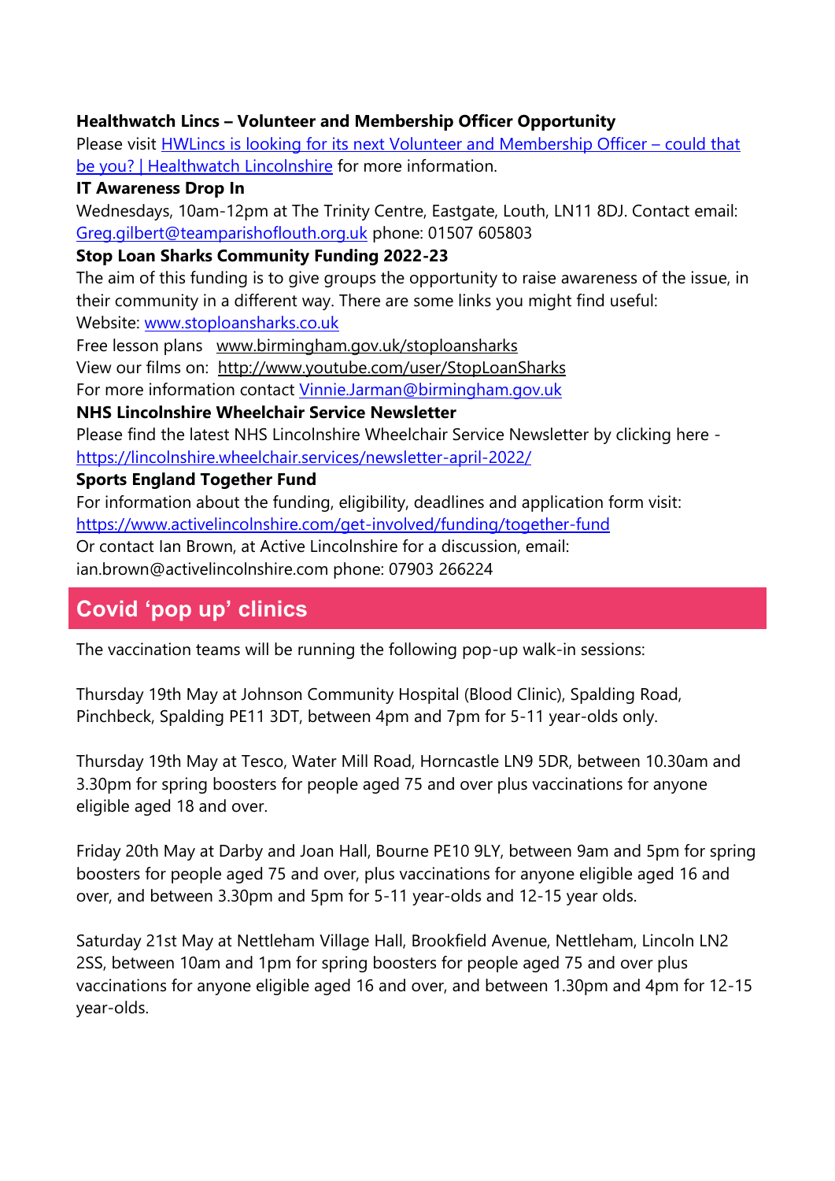**Healthwatch Lincs – Volunteer and Membership Officer Opportunity**

Please visit HWLincs is looking for its next Volunteer and Membership Officer – could that be you? | Healthwatch Lincolnshire for more information.

**IT Awareness Drop In**

Wednesdays, 10am-12pm at The Trinity Centre, Eastgate, Louth, LN11 8DJ. Contact email: Greg.gilbert@teamparishoflouth.org.uk phone: 01507 605803

**Stop Loan Sharks Community Funding 2022-23**

The aim of this funding is to give groups the opportunity to raise awareness of the issue, in their community in a different way. There are some links you might find useful:

Website: www.stoploansharks.co.uk

Free lesson plans www.birmingham.gov.uk/stoploansharks

View our films on: http://www.youtube.com/user/StopLoanSharks

For more information contact Vinnie.Jarman@birmingham.gov.uk

**NHS Lincolnshire Wheelchair Service Newsletter**

Please find the latest NHS Lincolnshire Wheelchair Service Newsletter by clicking here - https://lincolnshire.wheelchair.services/newsletter-april-2022/

**Sports Englands Together Fund**

For information about the funding, eligibility, deadlines and application form visit: https://www.activelincolnshire.com/get-involved/funding/together-fund

Or contact Ian Brown, at Active Lincolnshire for a discussion, email: ian.brown@activelincolnshire.com phone: 07903 266224

## Covid 'pop up' clinics

The vaccination teams will be running the following pop-up walk-in sessions:

Thursday 19th May at Johnson Community Hospital (Blood Clinic), Spalding Road, Pinchbeck, Spalding PE11 3DT, between 4pm and 7pm for 5-11 year-olds only.

Thursday 19th May at Tesco, Water Mill Road, Horncastle LN9 5DR, between 10.30am and 3.30pm for spring boosters for people aged 75 and over plus vaccinations for anyone eligible aged 18 and over.

Friday 20th May at Darby and Joan Hall, Bourne PE10 9LY, between 9am and 5pm for spring boosters for people aged 75 and over, plus vaccinations for anyone eligible aged 16 and over, and between 3.30pm and 5pm for 5-11 year-olds and 12-15 year olds.

Saturday 21st May at Nettleham Village Hall, Brookfield Avenue, Nettleham, Lincoln LN2 2SS, between 10am and 1pm for spring boosters for people aged 75 and over plus vaccinations for anyone eligible aged 16 and over, and between 1.30pm and 4pm for 12-15 year-olds.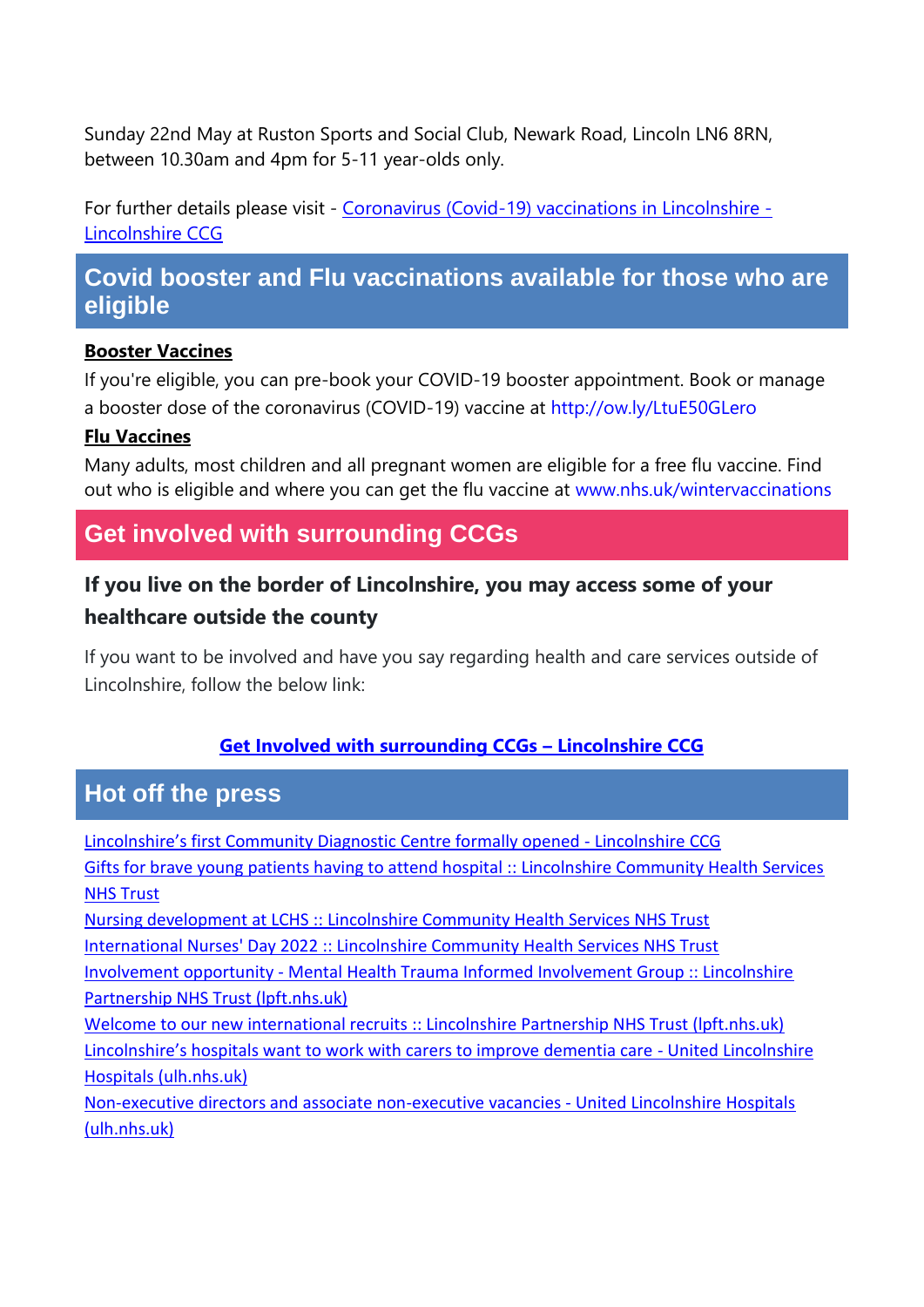Sunday 22nd May at Ruston Sports and Social Club, Newark Road, Lincoln LN6 8RN, between 10.30am and 4pm for 5-11 year-olds only.

For further details please visit - [Coronavirus (Covid-19) vaccinations in Lincolnshire - Lincolnshire CCG]

## Covid booster and Flu vaccinations available for those who are eligible

**Booster Vaccines**

If you're eligible, you can pre-book your COVID-19 booster appointment. Book or manage a booster dose of the coronavirus (COVID-19) vaccine at http://ow.ly/LtuE50GLero

**Flu Vaccines**

Many adults, most children and all pregnant women are eligible for a free flu vaccine. Find out who is eligible and where you can get the flu vaccine at www.nhs.uk/wintervaccinations

## Get involved with surrounding CCGs

### If you live on the border of Lincolnshire, you may access some of your healthcare outside the county

If you want to be involved and have you say regarding health and care services outside of Lincolnshire, follow the below link:

**Get Involved with surrounding CCGs – Lincolnshire CCG**

## Hot off the press

Lincolnshire's first Community Diagnostic Centre formally opened - Lincolnshire CCG
Gifts for brave young patients having to attend hospital :: Lincolnshire Community Health Services NHS Trust
Nursing development at LCHS :: Lincolnshire Community Health Services NHS Trust
International Nurses' Day 2022 :: Lincolnshire Community Health Services NHS Trust
Involvement opportunity - Mental Health Trauma Informed Involvement Group :: Lincolnshire Partnership NHS Trust (lpft.nhs.uk)
Welcome to our new international recruits :: Lincolnshire Partnership NHS Trust (lpft.nhs.uk)
Lincolnshire's hospitals want to work with carers to improve dementia care - United Lincolnshire Hospitals (ulh.nhs.uk)
Non-executive directors and associate non-executive vacancies - United Lincolnshire Hospitals (ulh.nhs.uk)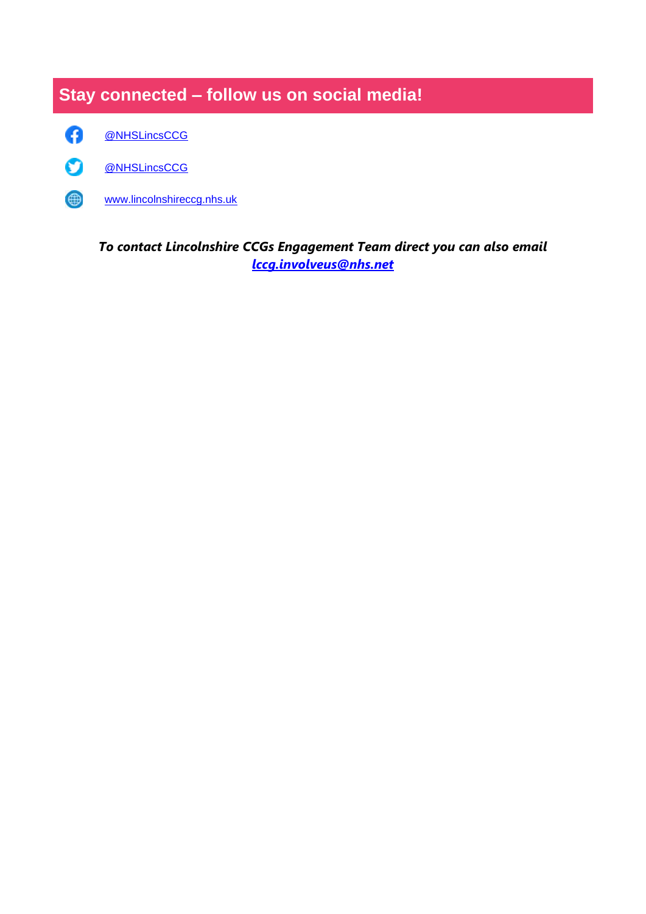## Stay connected – follow us on social media!

@NHSLincsCCG

@NHSLincsCCG

www.lincolnshireccg.nhs.uk

***To contact Lincolnshire CCGs Engagement Team direct you can also email lccg.involveus@nhs.net***